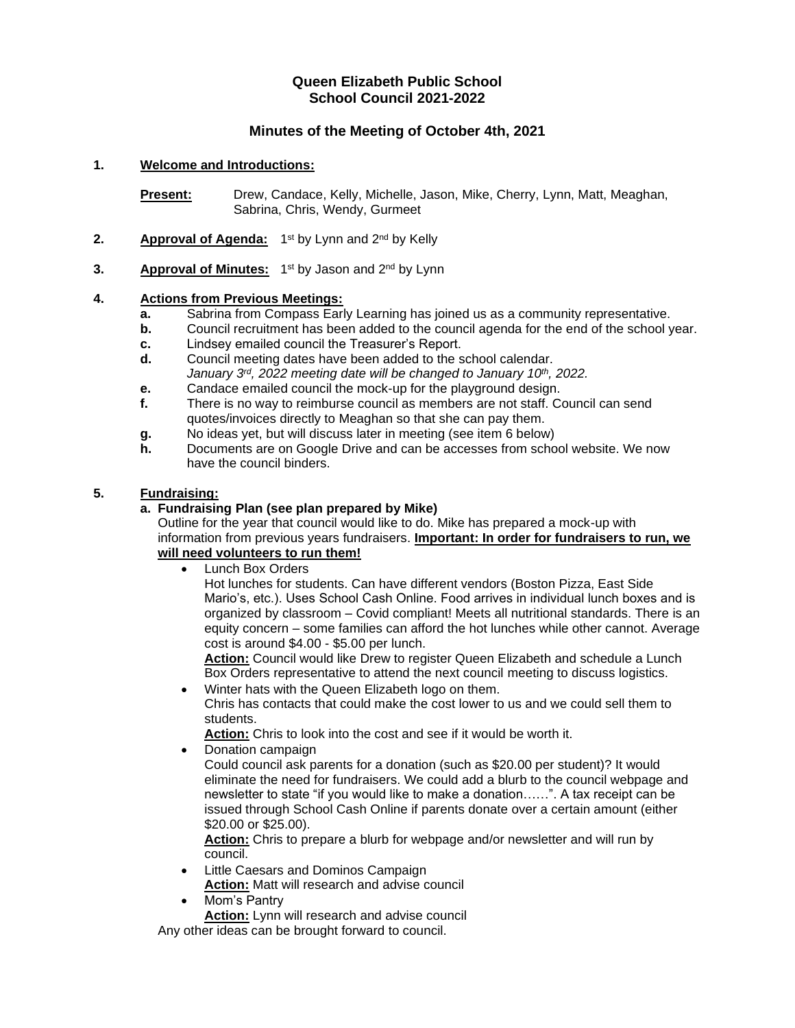# Queen Elizabeth Public School
# School Council 2021-2022

## Minutes of the Meeting of October 4th, 2021

**1. Welcome and Introductions:**

**Present:** Drew, Candace, Kelly, Michelle, Jason, Mike, Cherry, Lynn, Matt, Meaghan, Sabrina, Chris, Wendy, Gurmeet

**2. Approval of Agenda:** 1st by Lynn and 2nd by Kelly

**3. Approval of Minutes:** 1st by Jason and 2nd by Lynn

**4. Actions from Previous Meetings:**

- **a.** Sabrina from Compass Early Learning has joined us as a community representative.
- **b.** Council recruitment has been added to the council agenda for the end of the school year.
- **c.** Lindsey emailed council the Treasurer's Report.
- **d.** Council meeting dates have been added to the school calendar.
  *January 3rd, 2022 meeting date will be changed to January 10th, 2022.*
- **e.** Candace emailed council the mock-up for the playground design.
- **f.** There is no way to reimburse council as members are not staff. Council can send quotes/invoices directly to Meaghan so that she can pay them.
- **g.** No ideas yet, but will discuss later in meeting (see item 6 below)
- **h.** Documents are on Google Drive and can be accesses from school website. We now have the council binders.

**5. Fundraising:**

**a. Fundraising Plan (see plan prepared by Mike)**

Outline for the year that council would like to do. Mike has prepared a mock-up with information from previous years fundraisers. **Important: In order for fundraisers to run, we will need volunteers to run them!**

- Lunch Box Orders
  Hot lunches for students. Can have different vendors (Boston Pizza, East Side Mario's, etc.). Uses School Cash Online. Food arrives in individual lunch boxes and is organized by classroom – Covid compliant! Meets all nutritional standards. There is an equity concern – some families can afford the hot lunches while other cannot. Average cost is around $4.00 - $5.00 per lunch.
  **Action:** Council would like Drew to register Queen Elizabeth and schedule a Lunch Box Orders representative to attend the next council meeting to discuss logistics.
- Winter hats with the Queen Elizabeth logo on them.
  Chris has contacts that could make the cost lower to us and we could sell them to students.
  **Action:** Chris to look into the cost and see if it would be worth it.
- Donation campaign
  Could council ask parents for a donation (such as $20.00 per student)? It would eliminate the need for fundraisers. We could add a blurb to the council webpage and newsletter to state "if you would like to make a donation……". A tax receipt can be issued through School Cash Online if parents donate over a certain amount (either $20.00 or $25.00).
  **Action:** Chris to prepare a blurb for webpage and/or newsletter and will run by council.
- Little Caesars and Dominos Campaign
  **Action:** Matt will research and advise council
- Mom's Pantry
  **Action:** Lynn will research and advise council

Any other ideas can be brought forward to council.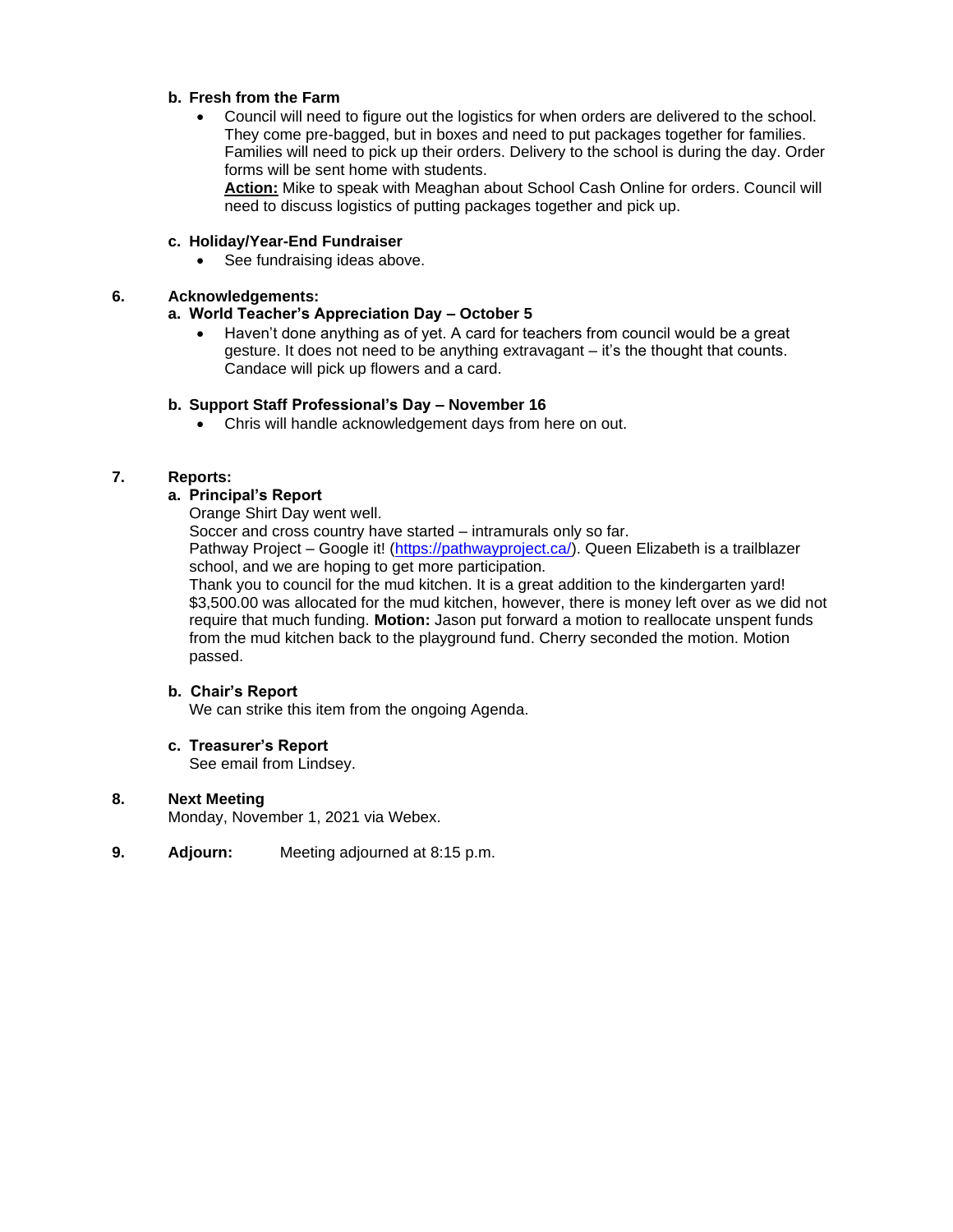**b. Fresh from the Farm**

- Council will need to figure out the logistics for when orders are delivered to the school. They come pre-bagged, but in boxes and need to put packages together for families. Families will need to pick up their orders. Delivery to the school is during the day. Order forms will be sent home with students.
  **Action:** Mike to speak with Meaghan about School Cash Online for orders. Council will need to discuss logistics of putting packages together and pick up.

**c. Holiday/Year-End Fundraiser**

- See fundraising ideas above.

**6. Acknowledgements:**

**a. World Teacher's Appreciation Day – October 5**

- Haven't done anything as of yet. A card for teachers from council would be a great gesture. It does not need to be anything extravagant – it's the thought that counts. Candace will pick up flowers and a card.

**b. Support Staff Professional's Day – November 16**

- Chris will handle acknowledgement days from here on out.

**7. Reports:**

**a. Principal's Report**

Orange Shirt Day went well.
Soccer and cross country have started – intramurals only so far.
Pathway Project – Google it! (https://pathwayproject.ca/). Queen Elizabeth is a trailblazer school, and we are hoping to get more participation.
Thank you to council for the mud kitchen. It is a great addition to the kindergarten yard! $3,500.00 was allocated for the mud kitchen, however, there is money left over as we did not require that much funding. **Motion:** Jason put forward a motion to reallocate unspent funds from the mud kitchen back to the playground fund. Cherry seconded the motion. Motion passed.

**b. Chair's Report**

We can strike this item from the ongoing Agenda.

**c. Treasurer's Report**

See email from Lindsey.

**8. Next Meeting**

Monday, November 1, 2021 via Webex.

**9. Adjourn:** Meeting adjourned at 8:15 p.m.